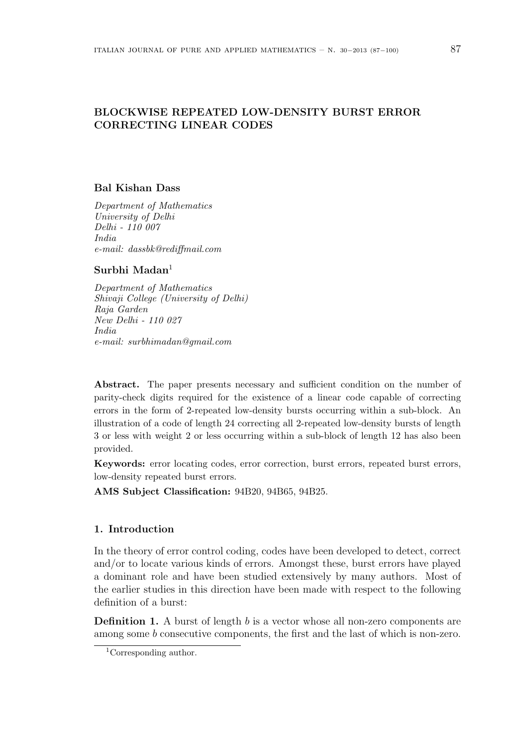# BLOCKWISE REPEATED LOW-DENSITY BURST ERROR CORRECTING LINEAR CODES

**Bal Kishan Dass**

*Department of Mathematics*
*University of Delhi*
*Delhi - 110 007*
*India*
*e-mail: dassbk@rediffmail.com*

**Surbhi Madan**[1]

*Department of Mathematics*
*Shivaji College (University of Delhi)*
*Raja Garden*
*New Delhi - 110 027*
*India*
*e-mail: surbhimadan@gmail.com*

**Abstract.** The paper presents necessary and sufficient condition on the number of parity-check digits required for the existence of a linear code capable of correcting errors in the form of 2-repeated low-density bursts occurring within a sub-block. An illustration of a code of length 24 correcting all 2-repeated low-density bursts of length 3 or less with weight 2 or less occurring within a sub-block of length 12 has also been provided.

**Keywords:** error locating codes, error correction, burst errors, repeated burst errors, low-density repeated burst errors.

**AMS Subject Classification:** 94B20, 94B65, 94B25.

## 1. Introduction

In the theory of error control coding, codes have been developed to detect, correct and/or to locate various kinds of errors. Amongst these, burst errors have played a dominant role and have been studied extensively by many authors. Most of the earlier studies in this direction have been made with respect to the following definition of a burst:

**Definition 1.** A burst of length $b$ is a vector whose all non-zero components are among some $b$ consecutive components, the first and the last of which is non-zero.

[1] Corresponding author.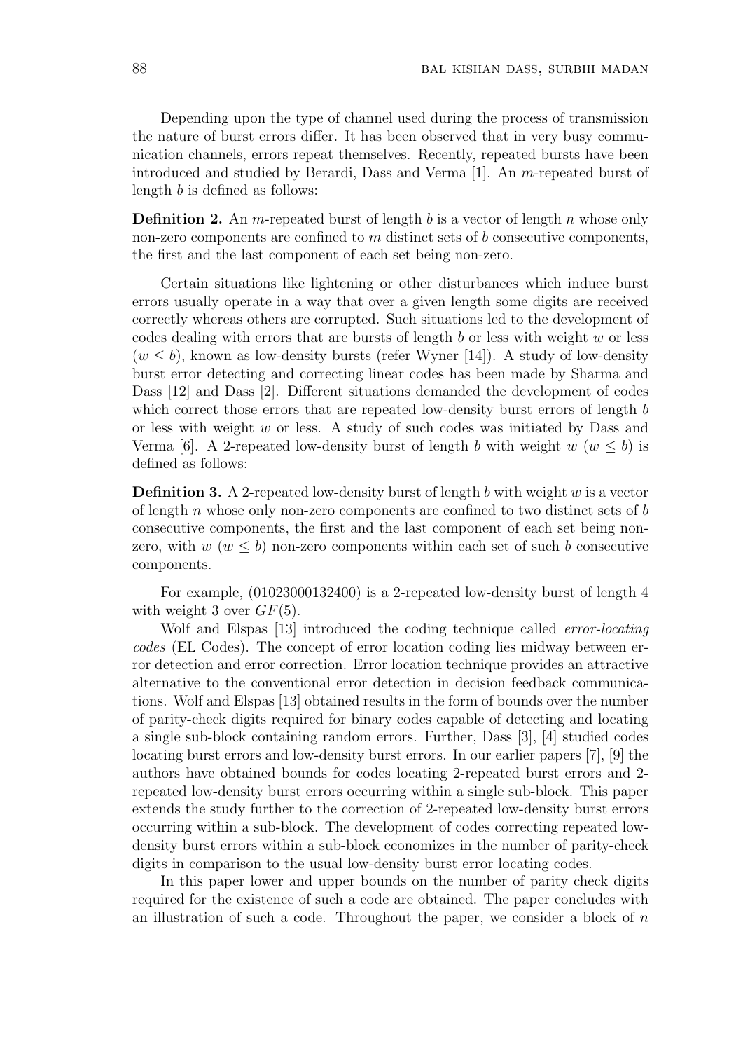Depending upon the type of channel used during the process of transmission the nature of burst errors differ. It has been observed that in very busy communication channels, errors repeat themselves. Recently, repeated bursts have been introduced and studied by Berardi, Dass and Verma [1]. An $m$-repeated burst of length $b$ is defined as follows:

**Definition 2.** An $m$-repeated burst of length $b$ is a vector of length $n$ whose only non-zero components are confined to $m$ distinct sets of $b$ consecutive components, the first and the last component of each set being non-zero.

Certain situations like lightening or other disturbances which induce burst errors usually operate in a way that over a given length some digits are received correctly whereas others are corrupted. Such situations led to the development of codes dealing with errors that are bursts of length $b$ or less with weight $w$ or less ($w \leq b$), known as low-density bursts (refer Wyner [14]). A study of low-density burst error detecting and correcting linear codes has been made by Sharma and Dass [12] and Dass [2]. Different situations demanded the development of codes which correct those errors that are repeated low-density burst errors of length $b$ or less with weight $w$ or less. A study of such codes was initiated by Dass and Verma [6]. A 2-repeated low-density burst of length $b$ with weight $w$ ($w \leq b$) is defined as follows:

**Definition 3.** A 2-repeated low-density burst of length $b$ with weight $w$ is a vector of length $n$ whose only non-zero components are confined to two distinct sets of $b$ consecutive components, the first and the last component of each set being non-zero, with $w$ ($w \leq b$) non-zero components within each set of such $b$ consecutive components.

For example, (01023000132400) is a 2-repeated low-density burst of length 4 with weight 3 over $GF(5)$.

Wolf and Elspas [13] introduced the coding technique called *error-locating codes* (EL Codes). The concept of error location coding lies midway between error detection and error correction. Error location technique provides an attractive alternative to the conventional error detection in decision feedback communications. Wolf and Elspas [13] obtained results in the form of bounds over the number of parity-check digits required for binary codes capable of detecting and locating a single sub-block containing random errors. Further, Dass [3], [4] studied codes locating burst errors and low-density burst errors. In our earlier papers [7], [9] the authors have obtained bounds for codes locating 2-repeated burst errors and 2-repeated low-density burst errors occurring within a single sub-block. This paper extends the study further to the correction of 2-repeated low-density burst errors occurring within a sub-block. The development of codes correcting repeated low-density burst errors within a sub-block economizes in the number of parity-check digits in comparison to the usual low-density burst error locating codes.

In this paper lower and upper bounds on the number of parity check digits required for the existence of such a code are obtained. The paper concludes with an illustration of such a code. Throughout the paper, we consider a block of $n$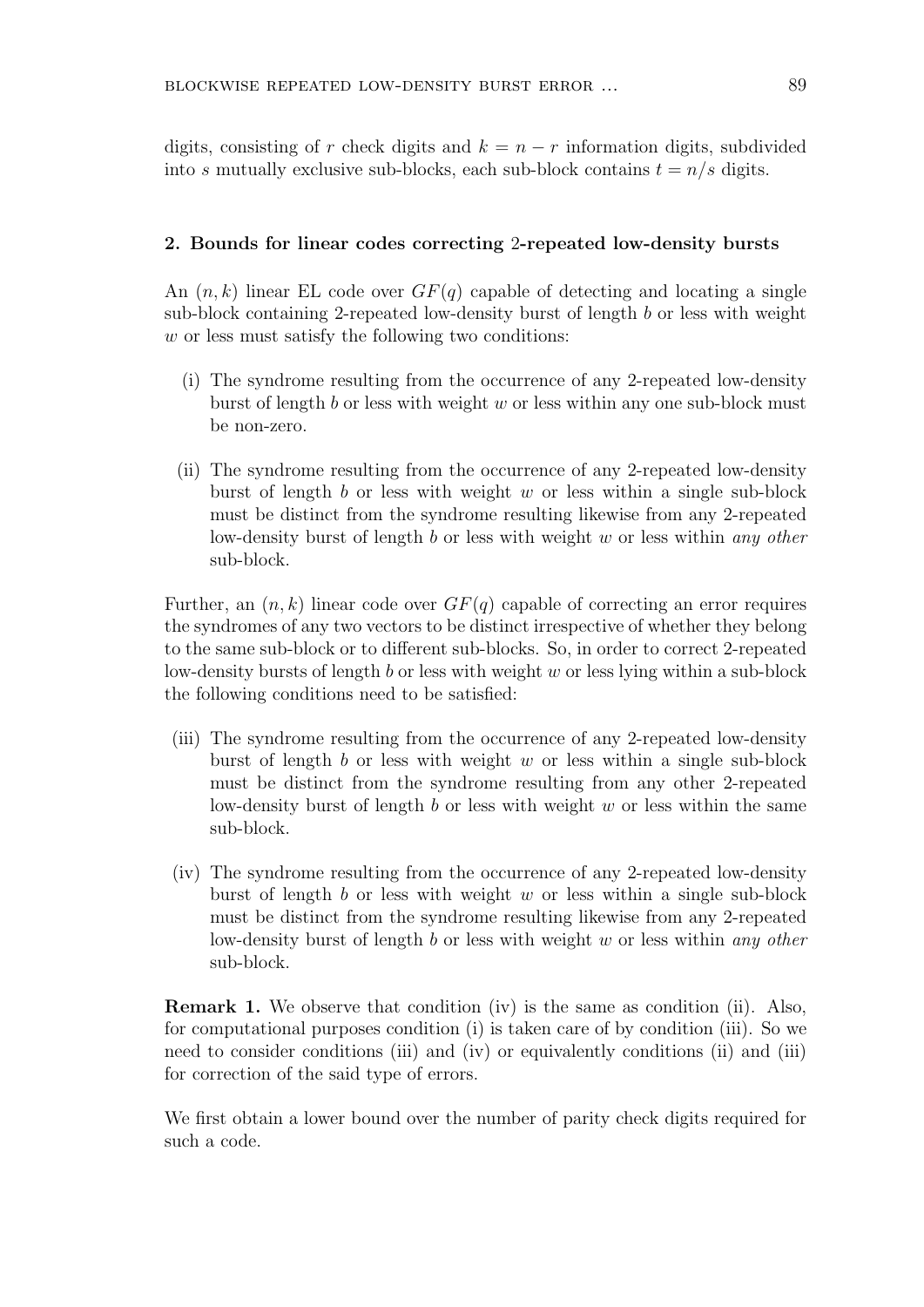digits, consisting of $r$ check digits and $k = n - r$ information digits, subdivided into $s$ mutually exclusive sub-blocks, each sub-block contains $t = n/s$ digits.

## 2. Bounds for linear codes correcting 2-repeated low-density bursts

An $(n, k)$ linear EL code over $GF(q)$ capable of detecting and locating a single sub-block containing 2-repeated low-density burst of length $b$ or less with weight $w$ or less must satisfy the following two conditions:

(i) The syndrome resulting from the occurrence of any 2-repeated low-density burst of length $b$ or less with weight $w$ or less within any one sub-block must be non-zero.

(ii) The syndrome resulting from the occurrence of any 2-repeated low-density burst of length $b$ or less with weight $w$ or less within a single sub-block must be distinct from the syndrome resulting likewise from any 2-repeated low-density burst of length $b$ or less with weight $w$ or less within *any other* sub-block.

Further, an $(n, k)$ linear code over $GF(q)$ capable of correcting an error requires the syndromes of any two vectors to be distinct irrespective of whether they belong to the same sub-block or to different sub-blocks. So, in order to correct 2-repeated low-density bursts of length $b$ or less with weight $w$ or less lying within a sub-block the following conditions need to be satisfied:

(iii) The syndrome resulting from the occurrence of any 2-repeated low-density burst of length $b$ or less with weight $w$ or less within a single sub-block must be distinct from the syndrome resulting from any other 2-repeated low-density burst of length $b$ or less with weight $w$ or less within the same sub-block.

(iv) The syndrome resulting from the occurrence of any 2-repeated low-density burst of length $b$ or less with weight $w$ or less within a single sub-block must be distinct from the syndrome resulting likewise from any 2-repeated low-density burst of length $b$ or less with weight $w$ or less within *any other* sub-block.

**Remark 1.** We observe that condition (iv) is the same as condition (ii). Also, for computational purposes condition (i) is taken care of by condition (iii). So we need to consider conditions (iii) and (iv) or equivalently conditions (ii) and (iii) for correction of the said type of errors.

We first obtain a lower bound over the number of parity check digits required for such a code.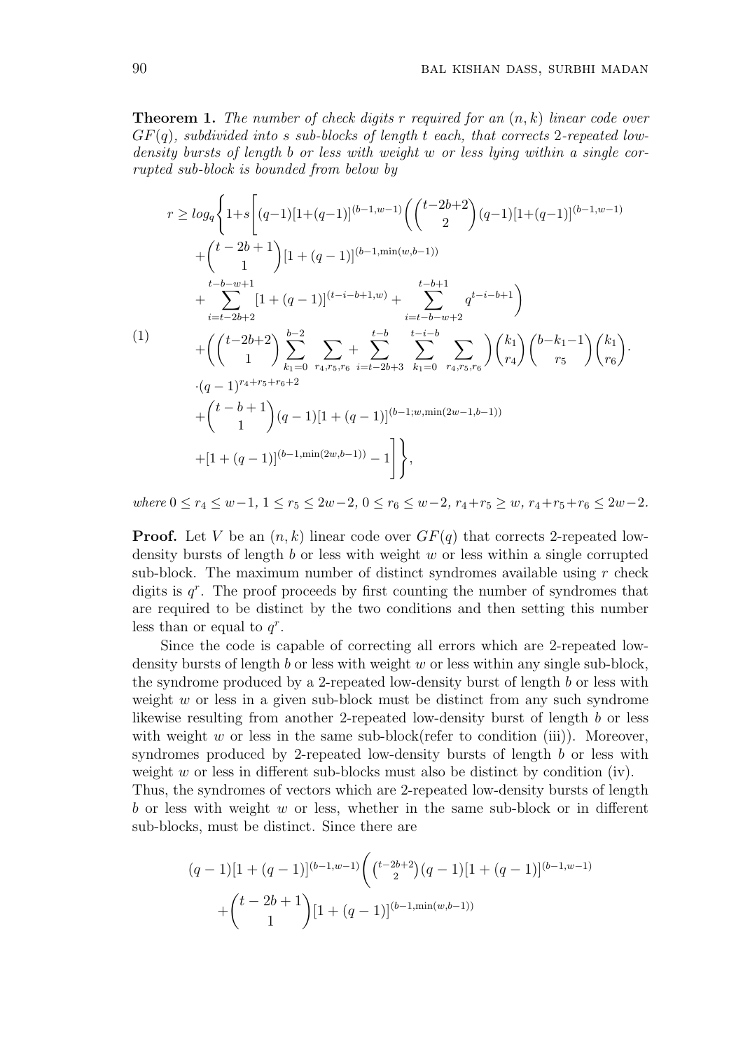**Theorem 1.** *The number of check digits $r$ required for an $(n, k)$ linear code over $GF(q)$, subdivided into $s$ sub-blocks of length $t$ each, that corrects 2-repeated low-density bursts of length $b$ or less with weight $w$ or less lying within a single corrupted sub-block is bounded from below by*

$$
\begin{aligned}
r \geq log_q \Bigg\{ 1+s \Bigg[ & (q-1)[1+(q-1)]^{(b-1,w-1)} \Bigg( \binom{t-2b+2}{2} (q-1)[1+(q-1)]^{(b-1,w-1)} \\
& + \binom{t-2b+1}{1} [1+(q-1)]^{(b-1,\min(w,b-1))} \\
& + \sum_{i=t-2b+2}^{t-b-w+1} [1+(q-1)]^{(t-i-b+1,w)} + \sum_{i=t-b-w+2}^{t-b+1} q^{t-i-b+1} \Bigg) \\
& + \Bigg( \binom{t-2b+2}{1} \sum_{k_1=0}^{b-2} \sum_{r_4,r_5,r_6} + \sum_{i=t-2b+3}^{t-b} \sum_{k_1=0}^{t-i-b} \sum_{r_4,r_5,r_6} \Bigg) \binom{k_1}{r_4} \binom{b-k_1-1}{r_5} \binom{k_1}{r_6} \cdot \\
& \cdot (q-1)^{r_4+r_5+r_6+2} \\
& + \binom{t-b+1}{1} (q-1)[1+(q-1)]^{(b-1;w,\min(2w-1,b-1))} \\
& + [1+(q-1)]^{(b-1,\min(2w,b-1))} - 1 \Bigg] \Bigg\},
\end{aligned} \tag{1}
$$

*where* $0 \leq r_4 \leq w-1$, $1 \leq r_5 \leq 2w-2$, $0 \leq r_6 \leq w-2$, $r_4+r_5 \geq w$, $r_4+r_5+r_6 \leq 2w-2$.

**Proof.** Let $V$ be an $(n, k)$ linear code over $GF(q)$ that corrects 2-repeated low-density bursts of length $b$ or less with weight $w$ or less within a single corrupted sub-block. The maximum number of distinct syndromes available using $r$ check digits is $q^r$. The proof proceeds by first counting the number of syndromes that are required to be distinct by the two conditions and then setting this number less than or equal to $q^r$.

Since the code is capable of correcting all errors which are 2-repeated low-density bursts of length $b$ or less with weight $w$ or less within any single sub-block, the syndrome produced by a 2-repeated low-density burst of length $b$ or less with weight $w$ or less in a given sub-block must be distinct from any such syndrome likewise resulting from another 2-repeated low-density burst of length $b$ or less with weight $w$ or less in the same sub-block(refer to condition (iii)). Moreover, syndromes produced by 2-repeated low-density bursts of length $b$ or less with weight $w$ or less in different sub-blocks must also be distinct by condition (iv).
Thus, the syndromes of vectors which are 2-repeated low-density bursts of length $b$ or less with weight $w$ or less, whether in the same sub-block or in different sub-blocks, must be distinct. Since there are

$$
\begin{aligned}
(q-1)[1+(q-1)]^{(b-1,w-1)} \Bigg( & \tbinom{t-2b+2}{2} (q-1)[1+(q-1)]^{(b-1,w-1)} \\
& + \binom{t-2b+1}{1} [1+(q-1)]^{(b-1,\min(w,b-1))}
\end{aligned}
$$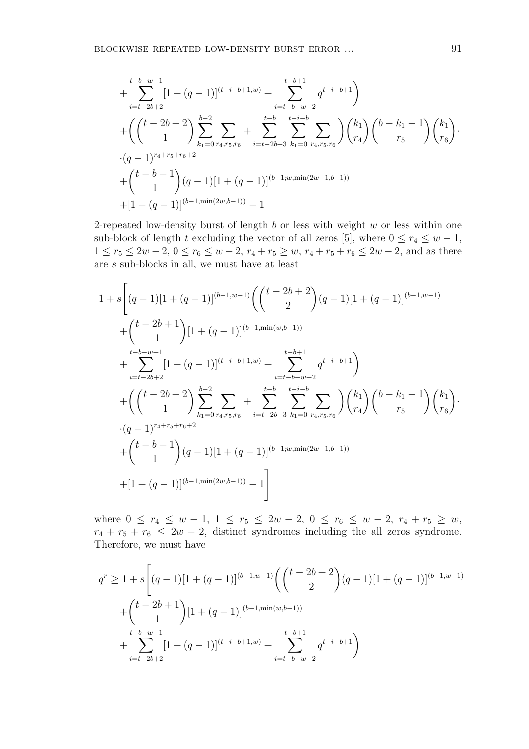$$
\begin{aligned}
&+\sum_{i=t-2b+2}^{t-b-w+1}[1+(q-1)]^{(t-i-b+1,w)}+\sum_{i=t-b-w+2}^{t-b+1}q^{t-i-b+1}\Bigg)\\
&+\Bigg(\binom{t-2b+2}{1}\sum_{k_1=0}^{b-2}\sum_{r_4,r_5,r_6}+\sum_{i=t-2b+3}^{t-b}\sum_{k_1=0}^{t-i-b}\sum_{r_4,r_5,r_6}\Bigg)\binom{k_1}{r_4}\binom{b-k_1-1}{r_5}\binom{k_1}{r_6}\cdot\\
&\cdot(q-1)^{r_4+r_5+r_6+2}\\
&+\binom{t-b+1}{1}(q-1)[1+(q-1)]^{(b-1;w,\min(2w-1,b-1))}\\
&+[1+(q-1)]^{(b-1,\min(2w,b-1))}-1
\end{aligned}
$$

2-repeated low-density burst of length $b$ or less with weight $w$ or less within one sub-block of length $t$ excluding the vector of all zeros [5], where $0 \le r_4 \le w-1$, $1 \le r_5 \le 2w-2$, $0 \le r_6 \le w-2$, $r_4+r_5 \ge w$, $r_4+r_5+r_6 \le 2w-2$, and as there are $s$ sub-blocks in all, we must have at least

$$
\begin{aligned}
1+s\Bigg[&(q-1)[1+(q-1)]^{(b-1,w-1)}\Bigg(\binom{t-2b+2}{2}(q-1)[1+(q-1)]^{(b-1,w-1)}\\
&+\binom{t-2b+1}{1}[1+(q-1)]^{(b-1,\min(w,b-1))}\\
&+\sum_{i=t-2b+2}^{t-b-w+1}[1+(q-1)]^{(t-i-b+1,w)}+\sum_{i=t-b-w+2}^{t-b+1}q^{t-i-b+1}\Bigg)\\
&+\Bigg(\binom{t-2b+2}{1}\sum_{k_1=0}^{b-2}\sum_{r_4,r_5,r_6}+\sum_{i=t-2b+3}^{t-b}\sum_{k_1=0}^{t-i-b}\sum_{r_4,r_5,r_6}\Bigg)\binom{k_1}{r_4}\binom{b-k_1-1}{r_5}\binom{k_1}{r_6}\cdot\\
&\cdot(q-1)^{r_4+r_5+r_6+2}\\
&+\binom{t-b+1}{1}(q-1)[1+(q-1)]^{(b-1;w,\min(2w-1,b-1))}\\
&+[1+(q-1)]^{(b-1,\min(2w,b-1))}-1\Bigg]
\end{aligned}
$$

where $0 \le r_4 \le w-1$, $1 \le r_5 \le 2w-2$, $0 \le r_6 \le w-2$, $r_4+r_5 \ge w$, $r_4+r_5+r_6 \le 2w-2$, distinct syndromes including the all zeros syndrome. Therefore, we must have

$$
\begin{aligned}
q^r \ge 1+s\Bigg[&(q-1)[1+(q-1)]^{(b-1,w-1)}\Bigg(\binom{t-2b+2}{2}(q-1)[1+(q-1)]^{(b-1,w-1)}\\
&+\binom{t-2b+1}{1}[1+(q-1)]^{(b-1,\min(w,b-1))}\\
&+\sum_{i=t-2b+2}^{t-b-w+1}[1+(q-1)]^{(t-i-b+1,w)}+\sum_{i=t-b-w+2}^{t-b+1}q^{t-i-b+1}\Bigg)
\end{aligned}
$$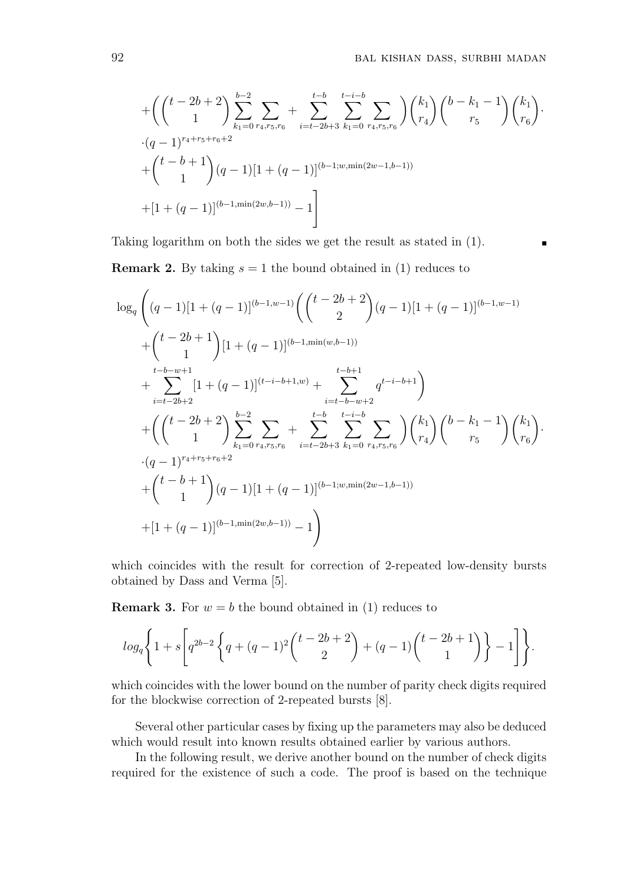$$
\begin{aligned}
&+\Bigg(\binom{t-2b+2}{1}\sum_{k_1=0}^{b-2}\sum_{r_4,r_5,r_6} + \sum_{i=t-2b+3}^{t-b}\sum_{k_1=0}^{t-i-b}\sum_{r_4,r_5,r_6}\Bigg)\binom{k_1}{r_4}\binom{b-k_1-1}{r_5}\binom{k_1}{r_6}\cdot \\
&\cdot(q-1)^{r_4+r_5+r_6+2} \\
&+\binom{t-b+1}{1}(q-1)[1+(q-1)]^{(b-1;w,\min(2w-1,b-1))} \\
&+[1+(q-1)]^{(b-1,\min(2w,b-1))}-1\Bigg]
\end{aligned}
$$

Taking logarithm on both the sides we get the result as stated in (1). ∎

**Remark 2.** By taking $s=1$ the bound obtained in (1) reduces to

$$
\begin{aligned}
\log_q\Bigg(&(q-1)[1+(q-1)]^{(b-1,w-1)}\Bigg(\binom{t-2b+2}{2}(q-1)[1+(q-1)]^{(b-1,w-1)} \\
&+\binom{t-2b+1}{1}[1+(q-1)]^{(b-1,\min(w,b-1))} \\
&+\sum_{i=t-2b+2}^{t-b-w+1}[1+(q-1)]^{(t-i-b+1,w)} + \sum_{i=t-b-w+2}^{t-b+1} q^{t-i-b+1}\Bigg) \\
&+\Bigg(\binom{t-2b+2}{1}\sum_{k_1=0}^{b-2}\sum_{r_4,r_5,r_6} + \sum_{i=t-2b+3}^{t-b}\sum_{k_1=0}^{t-i-b}\sum_{r_4,r_5,r_6}\Bigg)\binom{k_1}{r_4}\binom{b-k_1-1}{r_5}\binom{k_1}{r_6}\cdot \\
&\cdot(q-1)^{r_4+r_5+r_6+2} \\
&+\binom{t-b+1}{1}(q-1)[1+(q-1)]^{(b-1;w,\min(2w-1,b-1))} \\
&+[1+(q-1)]^{(b-1,\min(2w,b-1))}-1\Bigg)
\end{aligned}
$$

which coincides with the result for correction of 2-repeated low-density bursts obtained by Dass and Verma [5].

**Remark 3.** For $w=b$ the bound obtained in (1) reduces to

$$
log_q\Bigg\{1+s\Bigg[q^{2b-2}\Bigg\{q+(q-1)^2\binom{t-2b+2}{2}+(q-1)\binom{t-2b+1}{1}\Bigg\}-1\Bigg]\Bigg\}.
$$

which coincides with the lower bound on the number of parity check digits required for the blockwise correction of 2-repeated bursts [8].

Several other particular cases by fixing up the parameters may also be deduced which would result into known results obtained earlier by various authors.

In the following result, we derive another bound on the number of check digits required for the existence of such a code. The proof is based on the technique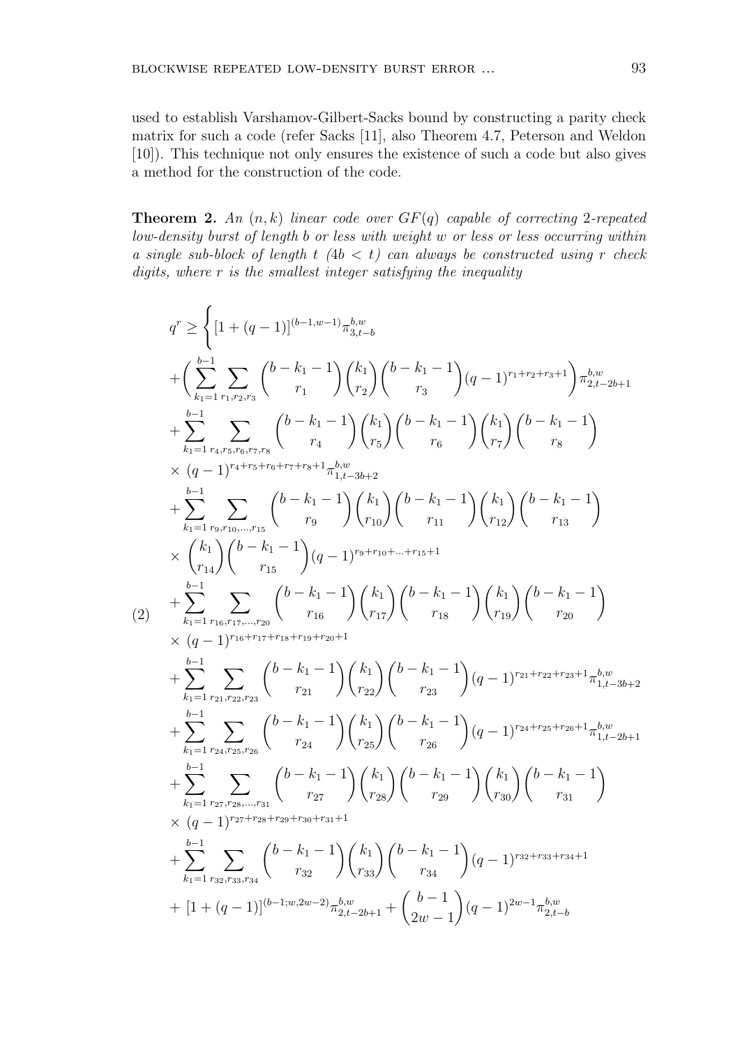used to establish Varshamov-Gilbert-Sacks bound by constructing a parity check matrix for such a code (refer Sacks [11], also Theorem 4.7, Peterson and Weldon [10]). This technique not only ensures the existence of such a code but also gives a method for the construction of the code.

**Theorem 2.** *An $(n, k)$ linear code over $GF(q)$ capable of correcting 2-repeated low-density burst of length $b$ or less with weight $w$ or less or less occurring within a single sub-block of length $t$ $(4b < t)$ can always be constructed using $r$ check digits, where $r$ is the smallest integer satisfying the inequality*

$$
\begin{aligned}
q^r \geq \Bigg\{ & [1+(q-1)]^{(b-1,w-1)} \pi^{b,w}_{3,t-b} \\
& + \Bigg( \sum_{k_1=1}^{b-1} \sum_{r_1,r_2,r_3} \binom{b-k_1-1}{r_1} \binom{k_1}{r_2} \binom{b-k_1-1}{r_3} (q-1)^{r_1+r_2+r_3+1} \Bigg) \pi^{b,w}_{2,t-2b+1} \\
& + \sum_{k_1=1}^{b-1} \sum_{r_4,r_5,r_6,r_7,r_8} \binom{b-k_1-1}{r_4} \binom{k_1}{r_5} \binom{b-k_1-1}{r_6} \binom{k_1}{r_7} \binom{b-k_1-1}{r_8} \\
& \times (q-1)^{r_4+r_5+r_6+r_7+r_8+1} \pi^{b,w}_{1,t-3b+2} \\
& + \sum_{k_1=1}^{b-1} \sum_{r_9,r_{10},\ldots,r_{15}} \binom{b-k_1-1}{r_9} \binom{k_1}{r_{10}} \binom{b-k_1-1}{r_{11}} \binom{k_1}{r_{12}} \binom{b-k_1-1}{r_{13}} \\
& \times \binom{k_1}{r_{14}} \binom{b-k_1-1}{r_{15}} (q-1)^{r_9+r_{10}+\ldots+r_{15}+1} \\
& + \sum_{k_1=1}^{b-1} \sum_{r_{16},r_{17},\ldots,r_{20}} \binom{b-k_1-1}{r_{16}} \binom{k_1}{r_{17}} \binom{b-k_1-1}{r_{18}} \binom{k_1}{r_{19}} \binom{b-k_1-1}{r_{20}} \\
& \times (q-1)^{r_{16}+r_{17}+r_{18}+r_{19}+r_{20}+1} \\
& + \sum_{k_1=1}^{b-1} \sum_{r_{21},r_{22},r_{23}} \binom{b-k_1-1}{r_{21}} \binom{k_1}{r_{22}} \binom{b-k_1-1}{r_{23}} (q-1)^{r_{21}+r_{22}+r_{23}+1} \pi^{b,w}_{1,t-3b+2} \\
& + \sum_{k_1=1}^{b-1} \sum_{r_{24},r_{25},r_{26}} \binom{b-k_1-1}{r_{24}} \binom{k_1}{r_{25}} \binom{b-k_1-1}{r_{26}} (q-1)^{r_{24}+r_{25}+r_{26}+1} \pi^{b,w}_{1,t-2b+1} \\
& + \sum_{k_1=1}^{b-1} \sum_{r_{27},r_{28},\ldots,r_{31}} \binom{b-k_1-1}{r_{27}} \binom{k_1}{r_{28}} \binom{b-k_1-1}{r_{29}} \binom{k_1}{r_{30}} \binom{b-k_1-1}{r_{31}} \\
& \times (q-1)^{r_{27}+r_{28}+r_{29}+r_{30}+r_{31}+1} \\
& + \sum_{k_1=1}^{b-1} \sum_{r_{32},r_{33},r_{34}} \binom{b-k_1-1}{r_{32}} \binom{k_1}{r_{33}} \binom{b-k_1-1}{r_{34}} (q-1)^{r_{32}+r_{33}+r_{34}+1} \\
& + [1+(q-1)]^{(b-1;w,2w-2)} \pi^{b,w}_{2,t-2b+1} + \binom{b-1}{2w-1} (q-1)^{2w-1} \pi^{b,w}_{2,t-b}
\end{aligned} \tag{2}
$$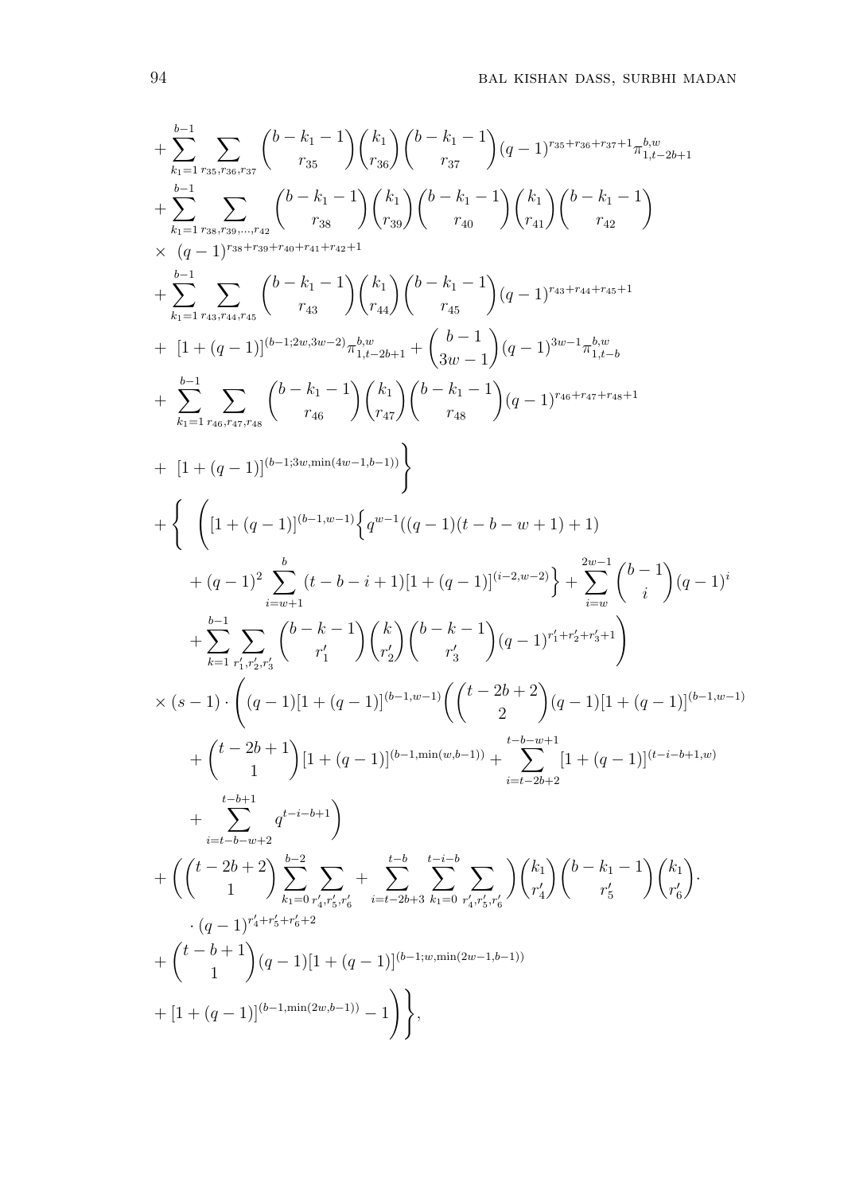$$
\begin{aligned}
&+\sum_{k_1=1}^{b-1}\sum_{r_{35},r_{36},r_{37}}\binom{b-k_1-1}{r_{35}}\binom{k_1}{r_{36}}\binom{b-k_1-1}{r_{37}}(q-1)^{r_{35}+r_{36}+r_{37}+1}\pi_{1,t-2b+1}^{b,w}\\
&+\sum_{k_1=1}^{b-1}\sum_{r_{38},r_{39},\ldots,r_{42}}\binom{b-k_1-1}{r_{38}}\binom{k_1}{r_{39}}\binom{b-k_1-1}{r_{40}}\binom{k_1}{r_{41}}\binom{b-k_1-1}{r_{42}}\\
&\times\ (q-1)^{r_{38}+r_{39}+r_{40}+r_{41}+r_{42}+1}\\
&+\sum_{k_1=1}^{b-1}\sum_{r_{43},r_{44},r_{45}}\binom{b-k_1-1}{r_{43}}\binom{k_1}{r_{44}}\binom{b-k_1-1}{r_{45}}(q-1)^{r_{43}+r_{44}+r_{45}+1}\\
&+\ [1+(q-1)]^{(b-1;2w,3w-2)}\pi_{1,t-2b+1}^{b,w}+\binom{b-1}{3w-1}(q-1)^{3w-1}\pi_{1,t-b}^{b,w}\\
&+\ \sum_{k_1=1}^{b-1}\sum_{r_{46},r_{47},r_{48}}\binom{b-k_1-1}{r_{46}}\binom{k_1}{r_{47}}\binom{b-k_1-1}{r_{48}}(q-1)^{r_{46}+r_{47}+r_{48}+1}\\
&+\ [1+(q-1)]^{(b-1;3w,\min(4w-1,b-1))}\Bigg\}\\
&+\Bigg\{\ \Bigg([1+(q-1)]^{(b-1,w-1)}\Big\{q^{w-1}((q-1)(t-b-w+1)+1)\\
&\qquad+(q-1)^2\sum_{i=w+1}^{b}(t-b-i+1)[1+(q-1)]^{(i-2,w-2)}\Big\}+\sum_{i=w}^{2w-1}\binom{b-1}{i}(q-1)^i\\
&\qquad+\sum_{k=1}^{b-1}\sum_{r_1',r_2',r_3'}\binom{b-k-1}{r_1'}\binom{k}{r_2'}\binom{b-k-1}{r_3'}(q-1)^{r_1'+r_2'+r_3'+1}\Bigg)\\
&\times(s-1)\cdot\Bigg((q-1)[1+(q-1)]^{(b-1,w-1)}\Bigg(\binom{t-2b+2}{2}(q-1)[1+(q-1)]^{(b-1,w-1)}\\
&\qquad+\binom{t-2b+1}{1}[1+(q-1)]^{(b-1,\min(w,b-1))}+\sum_{i=t-2b+2}^{t-b-w+1}[1+(q-1)]^{(t-i-b+1,w)}\\
&\qquad+\sum_{i=t-b-w+2}^{t-b+1}q^{t-i-b+1}\Bigg)\\
&+\Bigg(\Bigg(\binom{t-2b+2}{1}\sum_{k_1=0}^{b-2}\sum_{r_4',r_5',r_6'}+\sum_{i=t-2b+3}^{t-b}\sum_{k_1=0}^{t-i-b}\sum_{r_4',r_5',r_6'}\Bigg)\binom{k_1}{r_4'}\binom{b-k_1-1}{r_5'}\binom{k_1}{r_6'}\cdot\\
&\qquad\cdot(q-1)^{r_4'+r_5'+r_6'+2}\\
&+\binom{t-b+1}{1}(q-1)[1+(q-1)]^{(b-1;w,\min(2w-1,b-1))}\\
&+[1+(q-1)]^{(b-1,\min(2w,b-1))}-1\Bigg)\Bigg\},
\end{aligned}
$$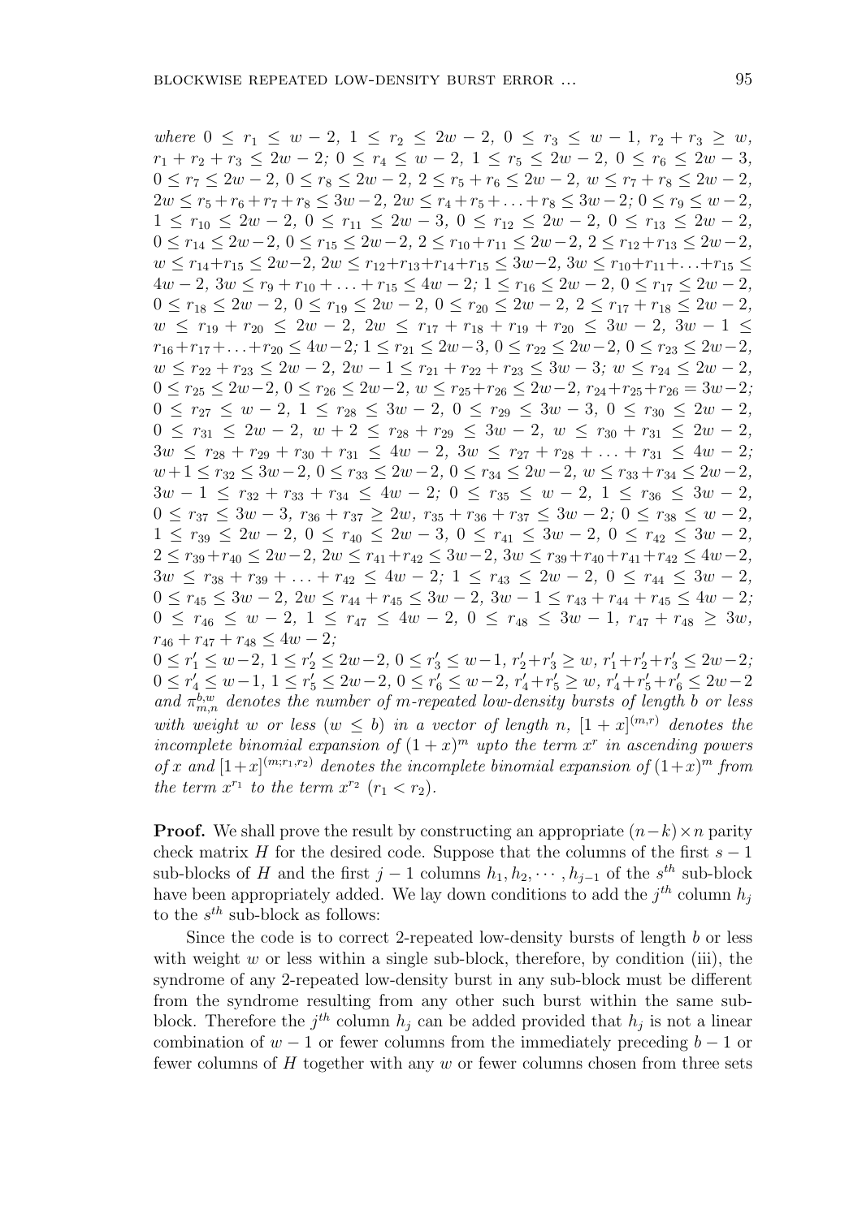*where* $0 \le r_1 \le w-2$, $1 \le r_2 \le 2w-2$, $0 \le r_3 \le w-1$, $r_2 + r_3 \ge w$, $r_1 + r_2 + r_3 \le 2w-2$*;* $0 \le r_4 \le w-2$, $1 \le r_5 \le 2w-2$, $0 \le r_6 \le 2w-3$, $0 \le r_7 \le 2w-2$, $0 \le r_8 \le 2w-2$, $2 \le r_5 + r_6 \le 2w-2$, $w \le r_7 + r_8 \le 2w-2$, $2w \le r_5 + r_6 + r_7 + r_8 \le 3w-2$, $2w \le r_4 + r_5 + \ldots + r_8 \le 3w-2$*;* $0 \le r_9 \le w-2$, $1 \le r_{10} \le 2w-2$, $0 \le r_{11} \le 2w-3$, $0 \le r_{12} \le 2w-2$, $0 \le r_{13} \le 2w-2$, $0 \le r_{14} \le 2w-2$, $0 \le r_{15} \le 2w-2$, $2 \le r_{10} + r_{11} \le 2w-2$, $2 \le r_{12} + r_{13} \le 2w-2$, $w \le r_{14} + r_{15} \le 2w-2$, $2w \le r_{12} + r_{13} + r_{14} + r_{15} \le 3w-2$, $3w \le r_{10} + r_{11} + \ldots + r_{15} \le 4w-2$, $3w \le r_9 + r_{10} + \ldots + r_{15} \le 4w-2$*;* $1 \le r_{16} \le 2w-2$, $0 \le r_{17} \le 2w-2$, $0 \le r_{18} \le 2w-2$, $0 \le r_{19} \le 2w-2$, $0 \le r_{20} \le 2w-2$, $2 \le r_{17} + r_{18} \le 2w-2$, $w \le r_{19} + r_{20} \le 2w-2$, $2w \le r_{17} + r_{18} + r_{19} + r_{20} \le 3w-2$, $3w-1 \le r_{16} + r_{17} + \ldots + r_{20} \le 4w-2$*;* $1 \le r_{21} \le 2w-3$, $0 \le r_{22} \le 2w-2$, $0 \le r_{23} \le 2w-2$, $w \le r_{22} + r_{23} \le 2w-2$, $2w-1 \le r_{21} + r_{22} + r_{23} \le 3w-3$*;* $w \le r_{24} \le 2w-2$, $0 \le r_{25} \le 2w-2$, $0 \le r_{26} \le 2w-2$, $w \le r_{25} + r_{26} \le 2w-2$, $r_{24} + r_{25} + r_{26} = 3w-2$*;* $0 \le r_{27} \le w-2$, $1 \le r_{28} \le 3w-2$, $0 \le r_{29} \le 3w-3$, $0 \le r_{30} \le 2w-2$, $0 \le r_{31} \le 2w-2$, $w+2 \le r_{28} + r_{29} \le 3w-2$, $w \le r_{30} + r_{31} \le 2w-2$, $3w \le r_{28} + r_{29} + r_{30} + r_{31} \le 4w-2$, $3w \le r_{27} + r_{28} + \ldots + r_{31} \le 4w-2$*;* $w+1 \le r_{32} \le 3w-2$, $0 \le r_{33} \le 2w-2$, $0 \le r_{34} \le 2w-2$, $w \le r_{33} + r_{34} \le 2w-2$, $3w-1 \le r_{32} + r_{33} + r_{34} \le 4w-2$*;* $0 \le r_{35} \le w-2$, $1 \le r_{36} \le 3w-2$, $0 \le r_{37} \le 3w-3$, $r_{36} + r_{37} \ge 2w$, $r_{35} + r_{36} + r_{37} \le 3w-2$*;* $0 \le r_{38} \le w-2$, $1 \le r_{39} \le 2w-2$, $0 \le r_{40} \le 2w-3$, $0 \le r_{41} \le 3w-2$, $0 \le r_{42} \le 3w-2$, $2 \le r_{39} + r_{40} \le 2w-2$, $2w \le r_{41} + r_{42} \le 3w-2$, $3w \le r_{39} + r_{40} + r_{41} + r_{42} \le 4w-2$, $3w \le r_{38} + r_{39} + \ldots + r_{42} \le 4w-2$*;* $1 \le r_{43} \le 2w-2$, $0 \le r_{44} \le 3w-2$, $0 \le r_{45} \le 3w-2$, $2w \le r_{44} + r_{45} \le 3w-2$, $3w-1 \le r_{43} + r_{44} + r_{45} \le 4w-2$*;* $0 \le r_{46} \le w-2$, $1 \le r_{47} \le 4w-2$, $0 \le r_{48} \le 3w-1$, $r_{47} + r_{48} \ge 3w$, $r_{46} + r_{47} + r_{48} \le 4w-2$*;*
$0 \le r'_1 \le w-2$, $1 \le r'_2 \le 2w-2$, $0 \le r'_3 \le w-1$, $r'_2 + r'_3 \ge w$, $r'_1 + r'_2 + r'_3 \le 2w-2$*;* $0 \le r'_4 \le w-1$, $1 \le r'_5 \le 2w-2$, $0 \le r'_6 \le w-2$, $r'_4 + r'_5 \ge w$, $r'_4 + r'_5 + r'_6 \le 2w-2$ *and* $\pi^{b,w}_{m,n}$ *denotes the number of m-repeated low-density bursts of length b or less with weight w or less* ($w \le b$) *in a vector of length n,* $[1+x]^{(m,r)}$ *denotes the incomplete binomial expansion of* $(1+x)^m$ *upto the term* $x^r$ *in ascending powers of x and* $[1+x]^{(m;r_1,r_2)}$ *denotes the incomplete binomial expansion of* $(1+x)^m$ *from the term* $x^{r_1}$ *to the term* $x^{r_2}$ ($r_1 < r_2$)*.*

**Proof.** We shall prove the result by constructing an appropriate $(n-k) \times n$ parity check matrix $H$ for the desired code. Suppose that the columns of the first $s-1$ sub-blocks of $H$ and the first $j-1$ columns $h_1, h_2, \cdots, h_{j-1}$ of the $s^{th}$ sub-block have been appropriately added. We lay down conditions to add the $j^{th}$ column $h_j$ to the $s^{th}$ sub-block as follows:

Since the code is to correct 2-repeated low-density bursts of length $b$ or less with weight $w$ or less within a single sub-block, therefore, by condition (iii), the syndrome of any 2-repeated low-density burst in any sub-block must be different from the syndrome resulting from any other such burst within the same sub-block. Therefore the $j^{th}$ column $h_j$ can be added provided that $h_j$ is not a linear combination of $w-1$ or fewer columns from the immediately preceding $b-1$ or fewer columns of $H$ together with any $w$ or fewer columns chosen from three sets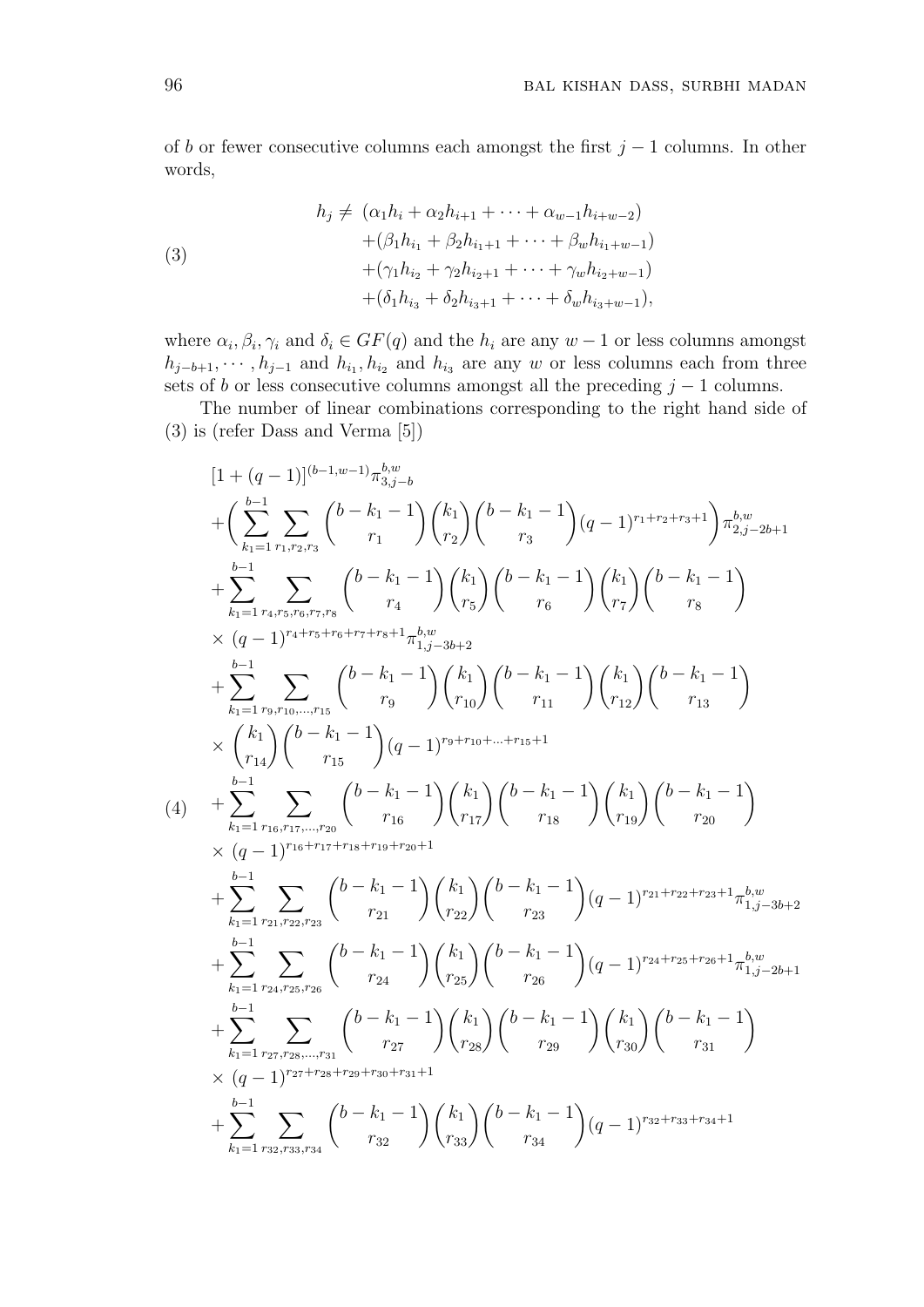of $b$ or fewer consecutive columns each amongst the first $j-1$ columns. In other words,

$$
\begin{aligned}
h_j \neq\ & (\alpha_1 h_i + \alpha_2 h_{i+1} + \cdots + \alpha_{w-1} h_{i+w-2}) \\
& + (\beta_1 h_{i_1} + \beta_2 h_{i_1+1} + \cdots + \beta_w h_{i_1+w-1}) \\
& + (\gamma_1 h_{i_2} + \gamma_2 h_{i_2+1} + \cdots + \gamma_w h_{i_2+w-1}) \\
& + (\delta_1 h_{i_3} + \delta_2 h_{i_3+1} + \cdots + \delta_w h_{i_3+w-1}),
\end{aligned}
\tag{3}
$$

where $\alpha_i, \beta_i, \gamma_i$ and $\delta_i \in GF(q)$ and the $h_i$ are any $w-1$ or less columns amongst $h_{j-b+1}, \cdots, h_{j-1}$ and $h_{i_1}, h_{i_2}$ and $h_{i_3}$ are any $w$ or less columns each from three sets of $b$ or less consecutive columns amongst all the preceding $j-1$ columns.

The number of linear combinations corresponding to the right hand side of (3) is (refer Dass and Verma [5])

$$
\begin{aligned}
& [1+(q-1)]^{(b-1,w-1)} \pi^{b,w}_{3,j-b} \\
& + \Big( \sum_{k_1=1}^{b-1} \sum_{r_1,r_2,r_3} \binom{b-k_1-1}{r_1} \binom{k_1}{r_2} \binom{b-k_1-1}{r_3} (q-1)^{r_1+r_2+r_3+1} \Big) \pi^{b,w}_{2,j-2b+1} \\
& + \sum_{k_1=1}^{b-1} \sum_{r_4,r_5,r_6,r_7,r_8} \binom{b-k_1-1}{r_4} \binom{k_1}{r_5} \binom{b-k_1-1}{r_6} \binom{k_1}{r_7} \binom{b-k_1-1}{r_8} \\
& \times (q-1)^{r_4+r_5+r_6+r_7+r_8+1} \pi^{b,w}_{1,j-3b+2} \\
& + \sum_{k_1=1}^{b-1} \sum_{r_9,r_{10},\ldots,r_{15}} \binom{b-k_1-1}{r_9} \binom{k_1}{r_{10}} \binom{b-k_1-1}{r_{11}} \binom{k_1}{r_{12}} \binom{b-k_1-1}{r_{13}} \\
& \times \binom{k_1}{r_{14}} \binom{b-k_1-1}{r_{15}} (q-1)^{r_9+r_{10}+\ldots+r_{15}+1} \\
& + \sum_{k_1=1}^{b-1} \sum_{r_{16},r_{17},\ldots,r_{20}} \binom{b-k_1-1}{r_{16}} \binom{k_1}{r_{17}} \binom{b-k_1-1}{r_{18}} \binom{k_1}{r_{19}} \binom{b-k_1-1}{r_{20}} \\
& \times (q-1)^{r_{16}+r_{17}+r_{18}+r_{19}+r_{20}+1} \\
& + \sum_{k_1=1}^{b-1} \sum_{r_{21},r_{22},r_{23}} \binom{b-k_1-1}{r_{21}} \binom{k_1}{r_{22}} \binom{b-k_1-1}{r_{23}} (q-1)^{r_{21}+r_{22}+r_{23}+1} \pi^{b,w}_{1,j-3b+2} \\
& + \sum_{k_1=1}^{b-1} \sum_{r_{24},r_{25},r_{26}} \binom{b-k_1-1}{r_{24}} \binom{k_1}{r_{25}} \binom{b-k_1-1}{r_{26}} (q-1)^{r_{24}+r_{25}+r_{26}+1} \pi^{b,w}_{1,j-2b+1} \\
& + \sum_{k_1=1}^{b-1} \sum_{r_{27},r_{28},\ldots,r_{31}} \binom{b-k_1-1}{r_{27}} \binom{k_1}{r_{28}} \binom{b-k_1-1}{r_{29}} \binom{k_1}{r_{30}} \binom{b-k_1-1}{r_{31}} \\
& \times (q-1)^{r_{27}+r_{28}+r_{29}+r_{30}+r_{31}+1} \\
& + \sum_{k_1=1}^{b-1} \sum_{r_{32},r_{33},r_{34}} \binom{b-k_1-1}{r_{32}} \binom{k_1}{r_{33}} \binom{b-k_1-1}{r_{34}} (q-1)^{r_{32}+r_{33}+r_{34}+1}
\end{aligned}
\tag{4}
$$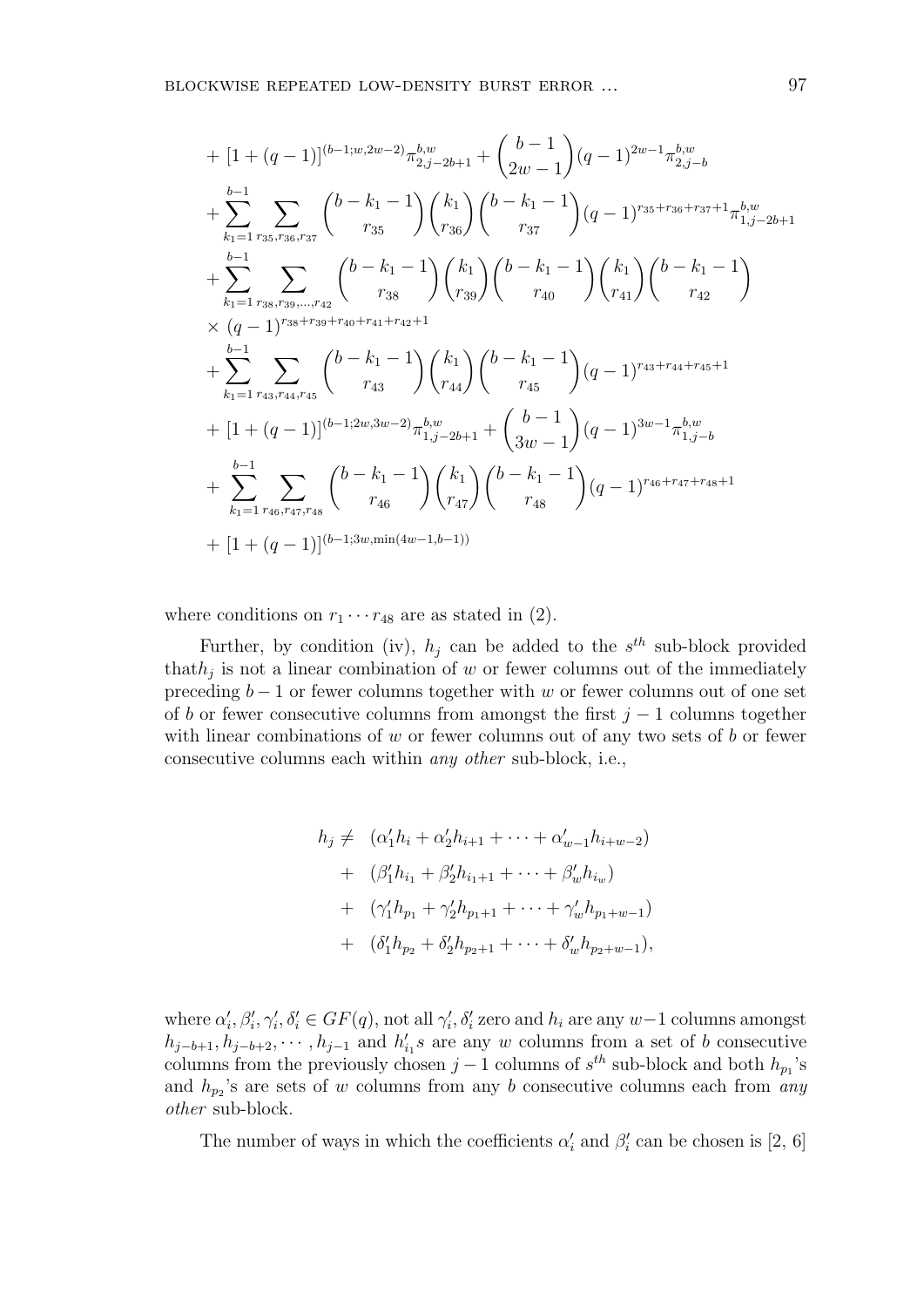$$
\begin{aligned}
&+ [1+(q-1)]^{(b-1;w,2w-2)}\pi^{b,w}_{2,j-2b+1} + \binom{b-1}{2w-1}(q-1)^{2w-1}\pi^{b,w}_{2,j-b} \\
&+ \sum_{k_1=1}^{b-1}\sum_{r_{35},r_{36},r_{37}} \binom{b-k_1-1}{r_{35}}\binom{k_1}{r_{36}}\binom{b-k_1-1}{r_{37}}(q-1)^{r_{35}+r_{36}+r_{37}+1}\pi^{b,w}_{1,j-2b+1} \\
&+ \sum_{k_1=1}^{b-1}\sum_{r_{38},r_{39},\ldots,r_{42}} \binom{b-k_1-1}{r_{38}}\binom{k_1}{r_{39}}\binom{b-k_1-1}{r_{40}}\binom{k_1}{r_{41}}\binom{b-k_1-1}{r_{42}} \\
&\times (q-1)^{r_{38}+r_{39}+r_{40}+r_{41}+r_{42}+1} \\
&+ \sum_{k_1=1}^{b-1}\sum_{r_{43},r_{44},r_{45}} \binom{b-k_1-1}{r_{43}}\binom{k_1}{r_{44}}\binom{b-k_1-1}{r_{45}}(q-1)^{r_{43}+r_{44}+r_{45}+1} \\
&+ [1+(q-1)]^{(b-1;2w,3w-2)}\pi^{b,w}_{1,j-2b+1} + \binom{b-1}{3w-1}(q-1)^{3w-1}\pi^{b,w}_{1,j-b} \\
&+ \sum_{k_1=1}^{b-1}\sum_{r_{46},r_{47},r_{48}} \binom{b-k_1-1}{r_{46}}\binom{k_1}{r_{47}}\binom{b-k_1-1}{r_{48}}(q-1)^{r_{46}+r_{47}+r_{48}+1} \\
&+ [1+(q-1)]^{(b-1;3w,\min(4w-1,b-1))}
\end{aligned}
$$

where conditions on $r_1 \cdots r_{48}$ are as stated in (2).

Further, by condition (iv), $h_j$ can be added to the $s^{th}$ sub-block provided that$h_j$ is not a linear combination of $w$ or fewer columns out of the immediately preceding $b-1$ or fewer columns together with $w$ or fewer columns out of one set of $b$ or fewer consecutive columns from amongst the first $j-1$ columns together with linear combinations of $w$ or fewer columns out of any two sets of $b$ or fewer consecutive columns each within *any other* sub-block, i.e.,

$$
\begin{aligned}
h_j \neq\ & (\alpha'_1 h_i + \alpha'_2 h_{i+1} + \cdots + \alpha'_{w-1} h_{i+w-2}) \\
+\ & (\beta'_1 h_{i_1} + \beta'_2 h_{i_1+1} + \cdots + \beta'_w h_{i_w}) \\
+\ & (\gamma'_1 h_{p_1} + \gamma'_2 h_{p_1+1} + \cdots + \gamma'_w h_{p_1+w-1}) \\
+\ & (\delta'_1 h_{p_2} + \delta'_2 h_{p_2+1} + \cdots + \delta'_w h_{p_2+w-1}),
\end{aligned}
$$

where $\alpha'_i, \beta'_i, \gamma'_i, \delta'_i \in GF(q)$, not all $\gamma'_i, \delta'_i$ zero and $h_i$ are any $w-1$ columns amongst $h_{j-b+1}, h_{j-b+2}, \cdots, h_{j-1}$ and $h'_{i_1}s$ are any $w$ columns from a set of $b$ consecutive columns from the previously chosen $j-1$ columns of $s^{th}$ sub-block and both $h_{p_1}$'s and $h_{p_2}$'s are sets of $w$ columns from any $b$ consecutive columns each from *any other* sub-block.

The number of ways in which the coefficients $\alpha'_i$ and $\beta'_i$ can be chosen is [2, 6]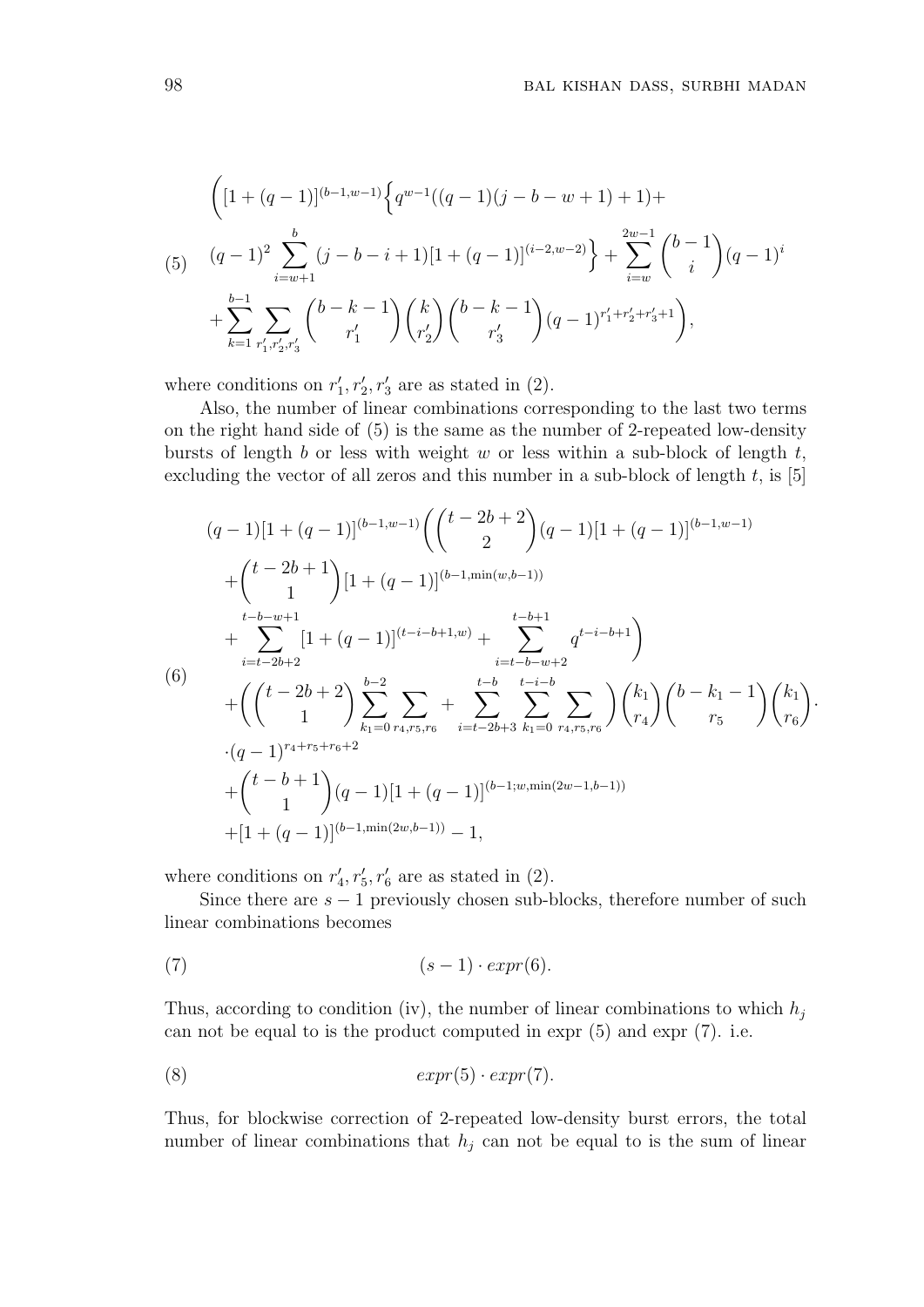$$
\begin{aligned}
&\Bigg([1+(q-1)]^{(b-1,w-1)}\Big\{q^{w-1}((q-1)(j-b-w+1)+1)+\\
&(q-1)^2\sum_{i=w+1}^{b}(j-b-i+1)[1+(q-1)]^{(i-2,w-2)}\Big\}+\sum_{i=w}^{2w-1}\binom{b-1}{i}(q-1)^i \qquad (5)\\
&+\sum_{k=1}^{b-1}\sum_{r_1',r_2',r_3'}\binom{b-k-1}{r_1'}\binom{k}{r_2'}\binom{b-k-1}{r_3'}(q-1)^{r_1'+r_2'+r_3'+1}\Bigg),
\end{aligned}
$$

where conditions on $r_1', r_2', r_3'$ are as stated in (2).

Also, the number of linear combinations corresponding to the last two terms on the right hand side of (5) is the same as the number of 2-repeated low-density bursts of length $b$ or less with weight $w$ or less within a sub-block of length $t$, excluding the vector of all zeros and this number in a sub-block of length $t$, is [5]

$$
\begin{aligned}
&(q-1)[1+(q-1)]^{(b-1,w-1)}\Bigg(\binom{t-2b+2}{2}(q-1)[1+(q-1)]^{(b-1,w-1)}\\
&+\binom{t-2b+1}{1}[1+(q-1)]^{(b-1,\min(w,b-1))}\\
&+\sum_{i=t-2b+2}^{t-b-w+1}[1+(q-1)]^{(t-i-b+1,w)}+\sum_{i=t-b-w+2}^{t-b+1}q^{t-i-b+1}\Bigg)\\
&+\Bigg(\binom{t-2b+2}{1}\sum_{k_1=0}^{b-2}\sum_{r_4,r_5,r_6}+\sum_{i=t-2b+3}^{t-b}\sum_{k_1=0}^{t-i-b}\sum_{r_4,r_5,r_6}\Bigg)\binom{k_1}{r_4}\binom{b-k_1-1}{r_5}\binom{k_1}{r_6}. \qquad (6)\\
&\cdot(q-1)^{r_4+r_5+r_6+2}\\
&+\binom{t-b+1}{1}(q-1)[1+(q-1)]^{(b-1;w,\min(2w-1,b-1))}\\
&+[1+(q-1)]^{(b-1,\min(2w,b-1))}-1,
\end{aligned}
$$

where conditions on $r_4', r_5', r_6'$ are as stated in (2).

Since there are $s-1$ previously chosen sub-blocks, therefore number of such linear combinations becomes

$$
(s-1)\cdot expr(6). \qquad (7)
$$

Thus, according to condition (iv), the number of linear combinations to which $h_j$ can not be equal to is the product computed in expr (5) and expr (7). i.e.

$$
expr(5)\cdot expr(7). \qquad (8)
$$

Thus, for blockwise correction of 2-repeated low-density burst errors, the total number of linear combinations that $h_j$ can not be equal to is the sum of linear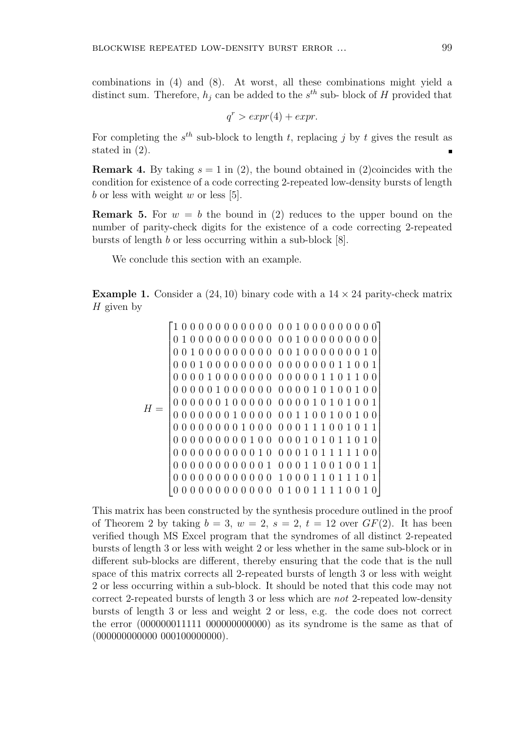combinations in (4) and (8). At worst, all these combinations might yield a distinct sum. Therefore, $h_j$ can be added to the $s^{th}$ sub- block of $H$ provided that

$$q^r > expr(4) + expr.$$

For completing the $s^{th}$ sub-block to length $t$, replacing $j$ by $t$ gives the result as stated in (2). ∎

**Remark 4.** By taking $s = 1$ in (2), the bound obtained in (2)coincides with the condition for existence of a code correcting 2-repeated low-density bursts of length $b$ or less with weight $w$ or less [5].

**Remark 5.** For $w = b$ the bound in (2) reduces to the upper bound on the number of parity-check digits for the existence of a code correcting 2-repeated bursts of length $b$ or less occurring within a sub-block [8].

We conclude this section with an example.

**Example 1.** Consider a $(24, 10)$ binary code with a $14 \times 24$ parity-check matrix $H$ given by

$$H = \begin{bmatrix}
1\,0\,0\,0\,0\,0\,0\,0\,0\,0\,0\,0 & 0\,0\,1\,0\,0\,0\,0\,0\,0\,0\,0\,0 \\
0\,1\,0\,0\,0\,0\,0\,0\,0\,0\,0\,0 & 0\,0\,1\,0\,0\,0\,0\,0\,0\,0\,0\,0 \\
0\,0\,1\,0\,0\,0\,0\,0\,0\,0\,0\,0 & 0\,0\,1\,0\,0\,0\,0\,0\,0\,0\,1\,0 \\
0\,0\,0\,1\,0\,0\,0\,0\,0\,0\,0\,0 & 0\,0\,0\,0\,0\,0\,0\,1\,1\,0\,0\,1 \\
0\,0\,0\,0\,1\,0\,0\,0\,0\,0\,0\,0 & 0\,0\,0\,0\,0\,1\,1\,0\,1\,1\,0\,0 \\
0\,0\,0\,0\,0\,1\,0\,0\,0\,0\,0\,0 & 0\,0\,0\,0\,1\,0\,1\,0\,0\,1\,0\,0 \\
0\,0\,0\,0\,0\,0\,1\,0\,0\,0\,0\,0 & 0\,0\,0\,0\,1\,0\,1\,0\,1\,0\,0\,1 \\
0\,0\,0\,0\,0\,0\,0\,1\,0\,0\,0\,0 & 0\,0\,1\,1\,0\,0\,1\,0\,0\,1\,0\,0 \\
0\,0\,0\,0\,0\,0\,0\,0\,1\,0\,0\,0 & 0\,0\,0\,1\,1\,1\,0\,0\,1\,0\,1\,1 \\
0\,0\,0\,0\,0\,0\,0\,0\,0\,1\,0\,0 & 0\,0\,0\,1\,0\,1\,0\,1\,1\,0\,1\,0 \\
0\,0\,0\,0\,0\,0\,0\,0\,0\,0\,1\,0 & 0\,0\,0\,1\,0\,1\,1\,1\,1\,1\,0\,0 \\
0\,0\,0\,0\,0\,0\,0\,0\,0\,0\,0\,1 & 0\,0\,0\,1\,1\,0\,0\,1\,0\,0\,1\,1 \\
0\,0\,0\,0\,0\,0\,0\,0\,0\,0\,0\,0 & 1\,0\,0\,0\,1\,1\,0\,1\,1\,1\,0\,1 \\
0\,0\,0\,0\,0\,0\,0\,0\,0\,0\,0\,0 & 0\,1\,0\,0\,1\,1\,1\,1\,0\,0\,1\,0
\end{bmatrix}$$

This matrix has been constructed by the synthesis procedure outlined in the proof of Theorem 2 by taking $b = 3$, $w = 2$, $s = 2$, $t = 12$ over $GF(2)$. It has been verified though MS Excel program that the syndromes of all distinct 2-repeated bursts of length 3 or less with weight 2 or less whether in the same sub-block or in different sub-blocks are different, thereby ensuring that the code that is the null space of this matrix corrects all 2-repeated bursts of length 3 or less with weight 2 or less occurring within a sub-block. It should be noted that this code may not correct 2-repeated bursts of length 3 or less which are *not* 2-repeated low-density bursts of length 3 or less and weight 2 or less, e.g. the code does not correct the error (000000011111 000000000000) as its syndrome is the same as that of (000000000000 000100000000).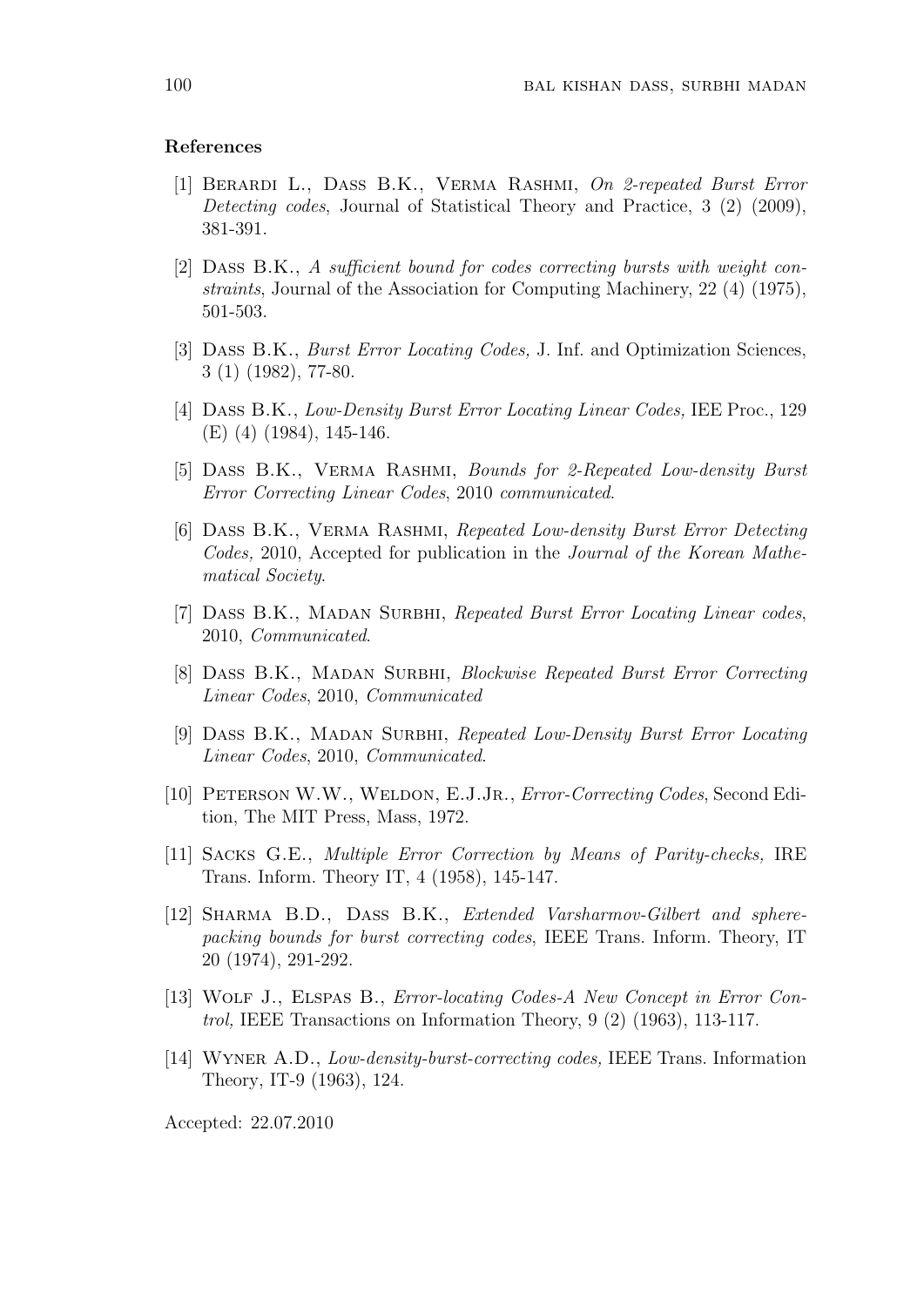## References

[1] Berardi L., Dass B.K., Verma Rashmi, *On 2-repeated Burst Error Detecting codes*, Journal of Statistical Theory and Practice, 3 (2) (2009), 381-391.

[2] Dass B.K., *A sufficient bound for codes correcting bursts with weight constraints*, Journal of the Association for Computing Machinery, 22 (4) (1975), 501-503.

[3] Dass B.K., *Burst Error Locating Codes,* J. Inf. and Optimization Sciences, 3 (1) (1982), 77-80.

[4] Dass B.K., *Low-Density Burst Error Locating Linear Codes,* IEE Proc., 129 (E) (4) (1984), 145-146.

[5] Dass B.K., Verma Rashmi, *Bounds for 2-Repeated Low-density Burst Error Correcting Linear Codes*, 2010 *communicated*.

[6] Dass B.K., Verma Rashmi, *Repeated Low-density Burst Error Detecting Codes,* 2010, Accepted for publication in the *Journal of the Korean Mathematical Society*.

[7] Dass B.K., Madan Surbhi, *Repeated Burst Error Locating Linear codes*, 2010, *Communicated*.

[8] Dass B.K., Madan Surbhi, *Blockwise Repeated Burst Error Correcting Linear Codes*, 2010, *Communicated*

[9] Dass B.K., Madan Surbhi, *Repeated Low-Density Burst Error Locating Linear Codes*, 2010, *Communicated*.

[10] Peterson W.W., Weldon, E.J.Jr., *Error-Correcting Codes*, Second Edition, The MIT Press, Mass, 1972.

[11] Sacks G.E., *Multiple Error Correction by Means of Parity-checks,* IRE Trans. Inform. Theory IT, 4 (1958), 145-147.

[12] Sharma B.D., Dass B.K., *Extended Varsharmov-Gilbert and sphere-packing bounds for burst correcting codes*, IEEE Trans. Inform. Theory, IT 20 (1974), 291-292.

[13] Wolf J., Elspas B., *Error-locating Codes-A New Concept in Error Control,* IEEE Transactions on Information Theory, 9 (2) (1963), 113-117.

[14] Wyner A.D., *Low-density-burst-correcting codes,* IEEE Trans. Information Theory, IT-9 (1963), 124.

Accepted: 22.07.2010